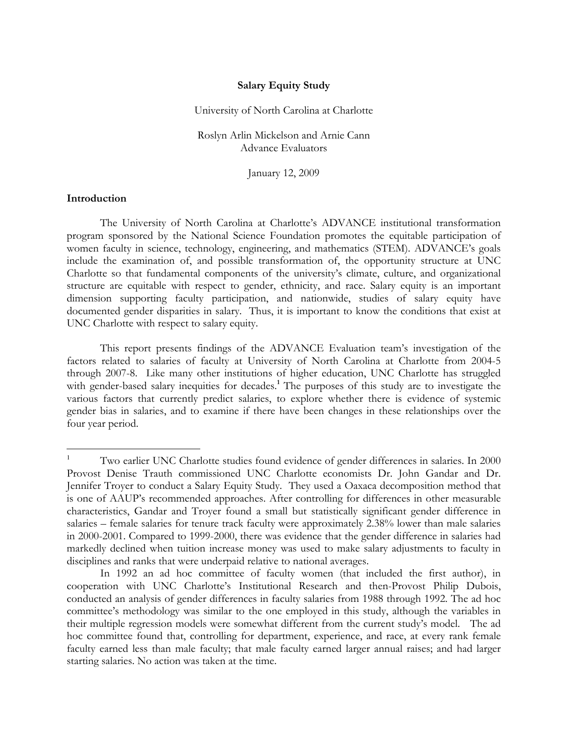**Salary Equity Study**

University of North Carolina at Charlotte

Roslyn Arlin Mickelson and Arnie Cann
Advance Evaluators

January 12, 2009

## Introduction

The University of North Carolina at Charlotte's ADVANCE institutional transformation program sponsored by the National Science Foundation promotes the equitable participation of women faculty in science, technology, engineering, and mathematics (STEM). ADVANCE's goals include the examination of, and possible transformation of, the opportunity structure at UNC Charlotte so that fundamental components of the university's climate, culture, and organizational structure are equitable with respect to gender, ethnicity, and race. Salary equity is an important dimension supporting faculty participation, and nationwide, studies of salary equity have documented gender disparities in salary. Thus, it is important to know the conditions that exist at UNC Charlotte with respect to salary equity.

This report presents findings of the ADVANCE Evaluation team's investigation of the factors related to salaries of faculty at University of North Carolina at Charlotte from 2004-5 through 2007-8. Like many other institutions of higher education, UNC Charlotte has struggled with gender-based salary inequities for decades.[1] The purposes of this study are to investigate the various factors that currently predict salaries, to explore whether there is evidence of systemic gender bias in salaries, and to examine if there have been changes in these relationships over the four year period.

---

[1] Two earlier UNC Charlotte studies found evidence of gender differences in salaries. In 2000 Provost Denise Trauth commissioned UNC Charlotte economists Dr. John Gandar and Dr. Jennifer Troyer to conduct a Salary Equity Study. They used a Oaxaca decomposition method that is one of AAUP's recommended approaches. After controlling for differences in other measurable characteristics, Gandar and Troyer found a small but statistically significant gender difference in salaries – female salaries for tenure track faculty were approximately 2.38% lower than male salaries in 2000-2001. Compared to 1999-2000, there was evidence that the gender difference in salaries had markedly declined when tuition increase money was used to make salary adjustments to faculty in disciplines and ranks that were underpaid relative to national averages.

In 1992 an ad hoc committee of faculty women (that included the first author), in cooperation with UNC Charlotte's Institutional Research and then-Provost Philip Dubois, conducted an analysis of gender differences in faculty salaries from 1988 through 1992. The ad hoc committee's methodology was similar to the one employed in this study, although the variables in their multiple regression models were somewhat different from the current study's model. The ad hoc committee found that, controlling for department, experience, and race, at every rank female faculty earned less than male faculty; that male faculty earned larger annual raises; and had larger starting salaries. No action was taken at the time.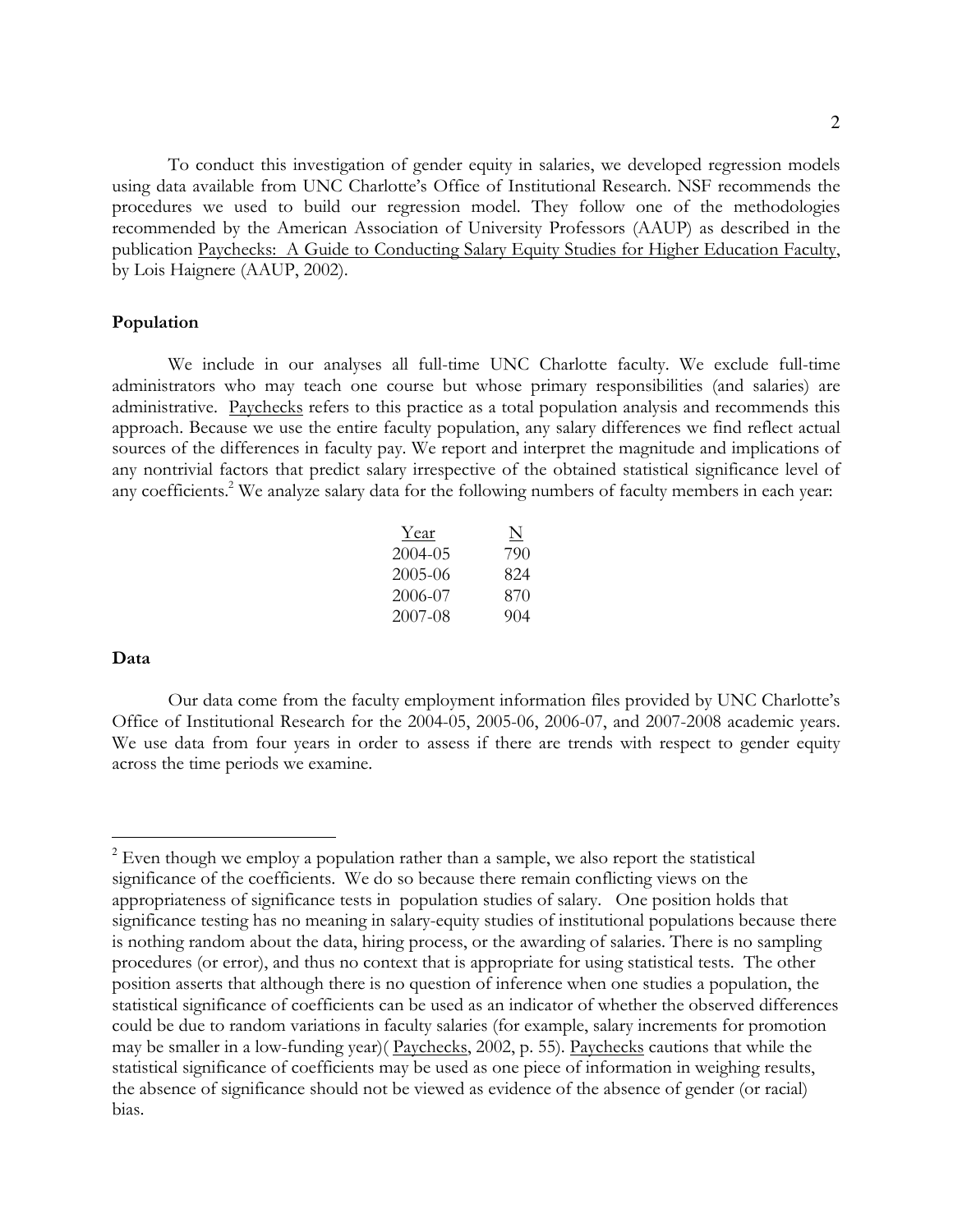To conduct this investigation of gender equity in salaries, we developed regression models using data available from UNC Charlotte's Office of Institutional Research. NSF recommends the procedures we used to build our regression model. They follow one of the methodologies recommended by the American Association of University Professors (AAUP) as described in the publication Paychecks: A Guide to Conducting Salary Equity Studies for Higher Education Faculty, by Lois Haignere (AAUP, 2002).

**Population**

We include in our analyses all full-time UNC Charlotte faculty. We exclude full-time administrators who may teach one course but whose primary responsibilities (and salaries) are administrative. Paychecks refers to this practice as a total population analysis and recommends this approach. Because we use the entire faculty population, any salary differences we find reflect actual sources of the differences in faculty pay. We report and interpret the magnitude and implications of any nontrivial factors that predict salary irrespective of the obtained statistical significance level of any coefficients.[2] We analyze salary data for the following numbers of faculty members in each year:

| Year | N |
|---|---|
| 2004-05 | 790 |
| 2005-06 | 824 |
| 2006-07 | 870 |
| 2007-08 | 904 |

**Data**

Our data come from the faculty employment information files provided by UNC Charlotte's Office of Institutional Research for the 2004-05, 2005-06, 2006-07, and 2007-2008 academic years. We use data from four years in order to assess if there are trends with respect to gender equity across the time periods we examine.

---

[2] Even though we employ a population rather than a sample, we also report the statistical significance of the coefficients. We do so because there remain conflicting views on the appropriateness of significance tests in population studies of salary. One position holds that significance testing has no meaning in salary-equity studies of institutional populations because there is nothing random about the data, hiring process, or the awarding of salaries. There is no sampling procedures (or error), and thus no context that is appropriate for using statistical tests. The other position asserts that although there is no question of inference when one studies a population, the statistical significance of coefficients can be used as an indicator of whether the observed differences could be due to random variations in faculty salaries (for example, salary increments for promotion may be smaller in a low-funding year)( Paychecks, 2002, p. 55). Paychecks cautions that while the statistical significance of coefficients may be used as one piece of information in weighing results, the absence of significance should not be viewed as evidence of the absence of gender (or racial) bias.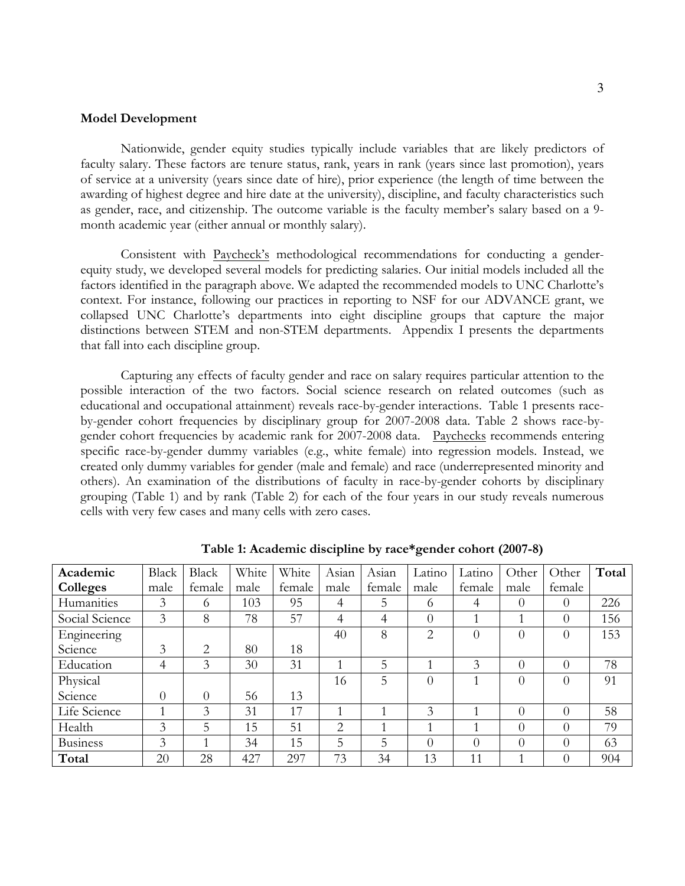**Model Development**

Nationwide, gender equity studies typically include variables that are likely predictors of faculty salary. These factors are tenure status, rank, years in rank (years since last promotion), years of service at a university (years since date of hire), prior experience (the length of time between the awarding of highest degree and hire date at the university), discipline, and faculty characteristics such as gender, race, and citizenship. The outcome variable is the faculty member's salary based on a 9-month academic year (either annual or monthly salary).

Consistent with Paycheck's methodological recommendations for conducting a gender-equity study, we developed several models for predicting salaries. Our initial models included all the factors identified in the paragraph above. We adapted the recommended models to UNC Charlotte's context. For instance, following our practices in reporting to NSF for our ADVANCE grant, we collapsed UNC Charlotte's departments into eight discipline groups that capture the major distinctions between STEM and non-STEM departments. Appendix I presents the departments that fall into each discipline group.

Capturing any effects of faculty gender and race on salary requires particular attention to the possible interaction of the two factors. Social science research on related outcomes (such as educational and occupational attainment) reveals race-by-gender interactions. Table 1 presents race-by-gender cohort frequencies by disciplinary group for 2007-2008 data. Table 2 shows race-by-gender cohort frequencies by academic rank for 2007-2008 data. Paychecks recommends entering specific race-by-gender dummy variables (e.g., white female) into regression models. Instead, we created only dummy variables for gender (male and female) and race (underrepresented minority and others). An examination of the distributions of faculty in race-by-gender cohorts by disciplinary grouping (Table 1) and by rank (Table 2) for each of the four years in our study reveals numerous cells with very few cases and many cells with zero cases.

**Table 1: Academic discipline by race*gender cohort (2007-8)**

| **Academic Colleges** | Black male | Black female | White male | White female | Asian male | Asian female | Latino male | Latino female | Other male | Other female | **Total** |
|---|---|---|---|---|---|---|---|---|---|---|---|
| Humanities | 3 | 6 | 103 | 95 | 4 | 5 | 6 | 4 | 0 | 0 | 226 |
| Social Science | 3 | 8 | 78 | 57 | 4 | 4 | 0 | 1 | 1 | 0 | 156 |
| Engineering Science | 3 | 2 | 80 | 18 | 40 | 8 | 2 | 0 | 0 | 0 | 153 |
| Education | 4 | 3 | 30 | 31 | 1 | 5 | 1 | 3 | 0 | 0 | 78 |
| Physical Science | 0 | 0 | 56 | 13 | 16 | 5 | 0 | 1 | 0 | 0 | 91 |
| Life Science | 1 | 3 | 31 | 17 | 1 | 1 | 3 | 1 | 0 | 0 | 58 |
| Health | 3 | 5 | 15 | 51 | 2 | 1 | 1 | 1 | 0 | 0 | 79 |
| Business | 3 | 1 | 34 | 15 | 5 | 5 | 0 | 0 | 0 | 0 | 63 |
| **Total** | 20 | 28 | 427 | 297 | 73 | 34 | 13 | 11 | 1 | 0 | 904 |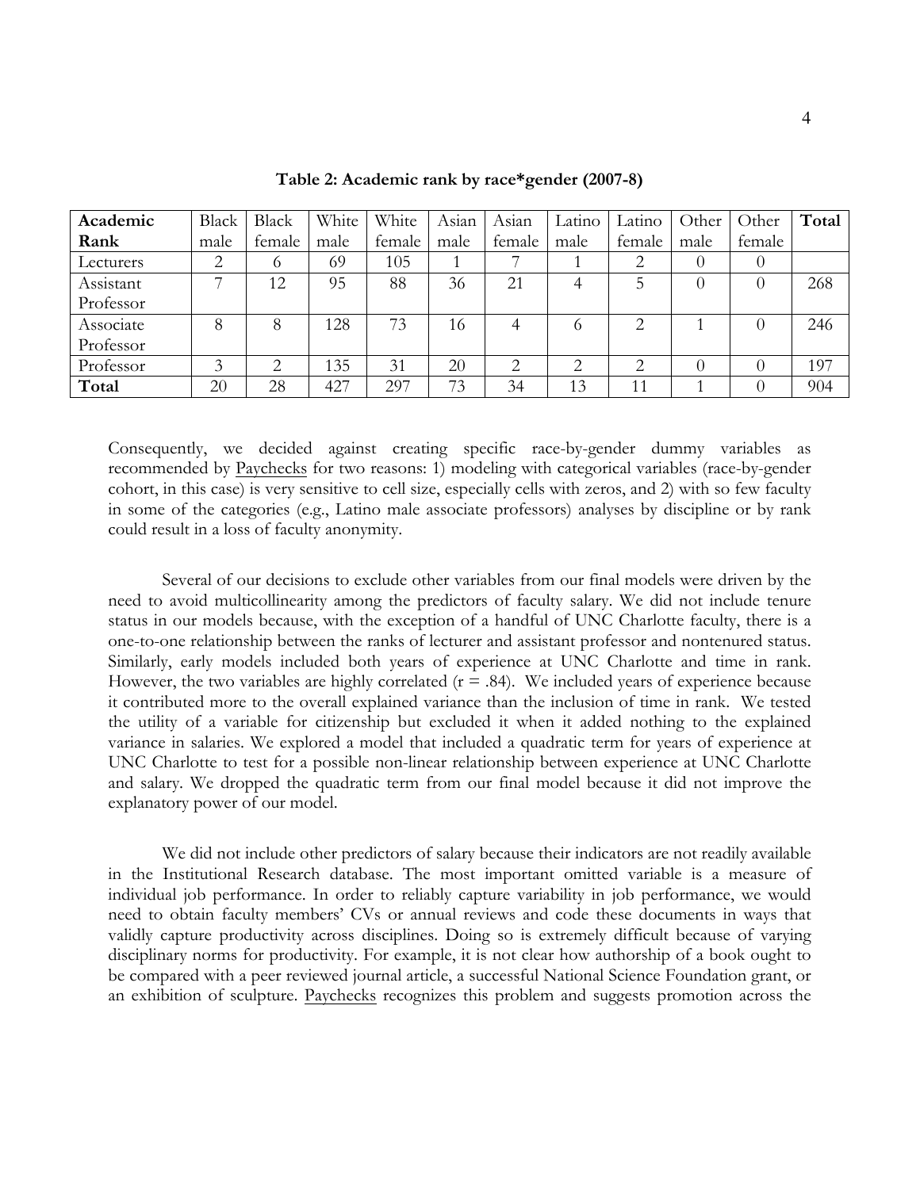**Table 2: Academic rank by race*gender (2007-8)**

| Academic Rank | Black male | Black female | White male | White female | Asian male | Asian female | Latino male | Latino female | Other male | Other female | **Total** |
|---|---|---|---|---|---|---|---|---|---|---|---|
| Lecturers | 2 | 6 | 69 | 105 | 1 | 7 | 1 | 2 | 0 | 0 | |
| Assistant Professor | 7 | 12 | 95 | 88 | 36 | 21 | 4 | 5 | 0 | 0 | 268 |
| Associate Professor | 8 | 8 | 128 | 73 | 16 | 4 | 6 | 2 | 1 | 0 | 246 |
| Professor | 3 | 2 | 135 | 31 | 20 | 2 | 2 | 2 | 0 | 0 | 197 |
| **Total** | 20 | 28 | 427 | 297 | 73 | 34 | 13 | 11 | 1 | 0 | 904 |

Consequently, we decided against creating specific race-by-gender dummy variables as recommended by Paychecks for two reasons: 1) modeling with categorical variables (race-by-gender cohort, in this case) is very sensitive to cell size, especially cells with zeros, and 2) with so few faculty in some of the categories (e.g., Latino male associate professors) analyses by discipline or by rank could result in a loss of faculty anonymity.

Several of our decisions to exclude other variables from our final models were driven by the need to avoid multicollinearity among the predictors of faculty salary. We did not include tenure status in our models because, with the exception of a handful of UNC Charlotte faculty, there is a one-to-one relationship between the ranks of lecturer and assistant professor and nontenured status. Similarly, early models included both years of experience at UNC Charlotte and time in rank. However, the two variables are highly correlated ($r = .84$). We included years of experience because it contributed more to the overall explained variance than the inclusion of time in rank. We tested the utility of a variable for citizenship but excluded it when it added nothing to the explained variance in salaries. We explored a model that included a quadratic term for years of experience at UNC Charlotte to test for a possible non-linear relationship between experience at UNC Charlotte and salary. We dropped the quadratic term from our final model because it did not improve the explanatory power of our model.

We did not include other predictors of salary because their indicators are not readily available in the Institutional Research database. The most important omitted variable is a measure of individual job performance. In order to reliably capture variability in job performance, we would need to obtain faculty members' CVs or annual reviews and code these documents in ways that validly capture productivity across disciplines. Doing so is extremely difficult because of varying disciplinary norms for productivity. For example, it is not clear how authorship of a book ought to be compared with a peer reviewed journal article, a successful National Science Foundation grant, or an exhibition of sculpture. Paychecks recognizes this problem and suggests promotion across the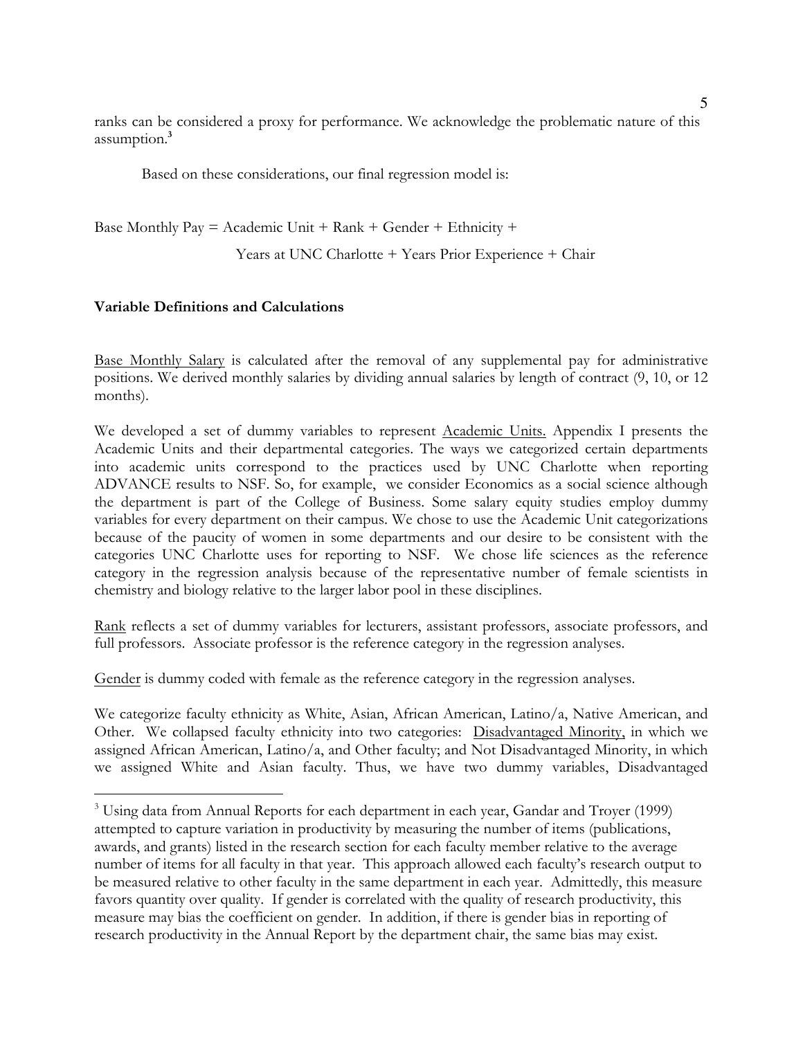ranks can be considered a proxy for performance. We acknowledge the problematic nature of this assumption.[3]

Based on these considerations, our final regression model is:

Base Monthly Pay = Academic Unit + Rank + Gender + Ethnicity +

Years at UNC Charlotte + Years Prior Experience + Chair

**Variable Definitions and Calculations**

Base Monthly Salary is calculated after the removal of any supplemental pay for administrative positions. We derived monthly salaries by dividing annual salaries by length of contract (9, 10, or 12 months).

We developed a set of dummy variables to represent Academic Units. Appendix I presents the Academic Units and their departmental categories. The ways we categorized certain departments into academic units correspond to the practices used by UNC Charlotte when reporting ADVANCE results to NSF. So, for example, we consider Economics as a social science although the department is part of the College of Business. Some salary equity studies employ dummy variables for every department on their campus. We chose to use the Academic Unit categorizations because of the paucity of women in some departments and our desire to be consistent with the categories UNC Charlotte uses for reporting to NSF. We chose life sciences as the reference category in the regression analysis because of the representative number of female scientists in chemistry and biology relative to the larger labor pool in these disciplines.

Rank reflects a set of dummy variables for lecturers, assistant professors, associate professors, and full professors. Associate professor is the reference category in the regression analyses.

Gender is dummy coded with female as the reference category in the regression analyses.

We categorize faculty ethnicity as White, Asian, African American, Latino/a, Native American, and Other. We collapsed faculty ethnicity into two categories: Disadvantaged Minority, in which we assigned African American, Latino/a, and Other faculty; and Not Disadvantaged Minority, in which we assigned White and Asian faculty. Thus, we have two dummy variables, Disadvantaged

---

[3] Using data from Annual Reports for each department in each year, Gandar and Troyer (1999) attempted to capture variation in productivity by measuring the number of items (publications, awards, and grants) listed in the research section for each faculty member relative to the average number of items for all faculty in that year. This approach allowed each faculty's research output to be measured relative to other faculty in the same department in each year. Admittedly, this measure favors quantity over quality. If gender is correlated with the quality of research productivity, this measure may bias the coefficient on gender. In addition, if there is gender bias in reporting of research productivity in the Annual Report by the department chair, the same bias may exist.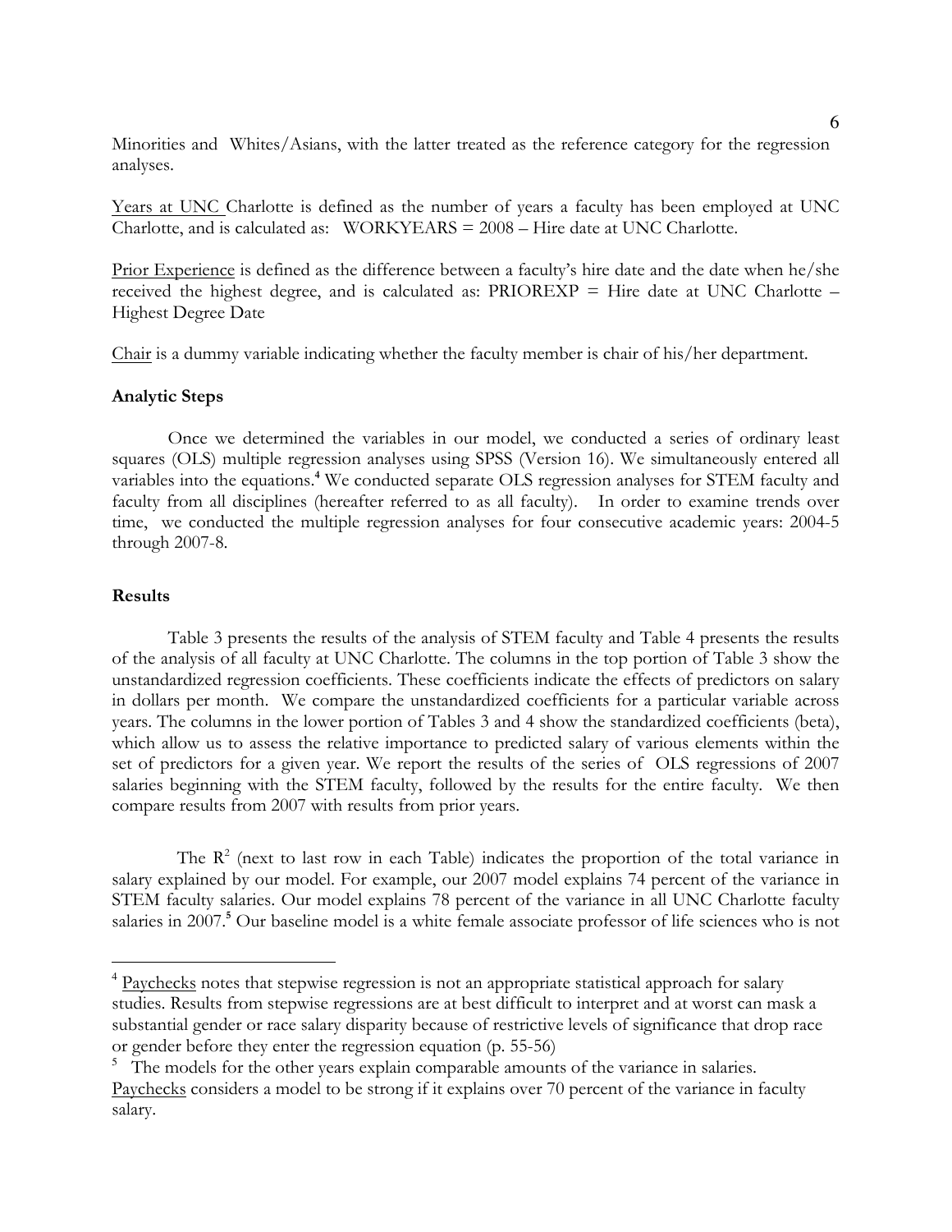Minorities and Whites/Asians, with the latter treated as the reference category for the regression analyses.

Years at UNC Charlotte is defined as the number of years a faculty has been employed at UNC Charlotte, and is calculated as: WORKYEARS = 2008 – Hire date at UNC Charlotte.

Prior Experience is defined as the difference between a faculty's hire date and the date when he/she received the highest degree, and is calculated as: PRIOREXP = Hire date at UNC Charlotte – Highest Degree Date

Chair is a dummy variable indicating whether the faculty member is chair of his/her department.

### Analytic Steps

Once we determined the variables in our model, we conducted a series of ordinary least squares (OLS) multiple regression analyses using SPSS (Version 16). We simultaneously entered all variables into the equations.[4] We conducted separate OLS regression analyses for STEM faculty and faculty from all disciplines (hereafter referred to as all faculty). In order to examine trends over time, we conducted the multiple regression analyses for four consecutive academic years: 2004-5 through 2007-8.

### Results

Table 3 presents the results of the analysis of STEM faculty and Table 4 presents the results of the analysis of all faculty at UNC Charlotte. The columns in the top portion of Table 3 show the unstandardized regression coefficients. These coefficients indicate the effects of predictors on salary in dollars per month. We compare the unstandardized coefficients for a particular variable across years. The columns in the lower portion of Tables 3 and 4 show the standardized coefficients (beta), which allow us to assess the relative importance to predicted salary of various elements within the set of predictors for a given year. We report the results of the series of OLS regressions of 2007 salaries beginning with the STEM faculty, followed by the results for the entire faculty. We then compare results from 2007 with results from prior years.

The $R^2$ (next to last row in each Table) indicates the proportion of the total variance in salary explained by our model. For example, our 2007 model explains 74 percent of the variance in STEM faculty salaries. Our model explains 78 percent of the variance in all UNC Charlotte faculty salaries in 2007.[5] Our baseline model is a white female associate professor of life sciences who is not

---

[4] Paychecks notes that stepwise regression is not an appropriate statistical approach for salary studies. Results from stepwise regressions are at best difficult to interpret and at worst can mask a substantial gender or race salary disparity because of restrictive levels of significance that drop race or gender before they enter the regression equation (p. 55-56)

[5] The models for the other years explain comparable amounts of the variance in salaries. Paychecks considers a model to be strong if it explains over 70 percent of the variance in faculty salary.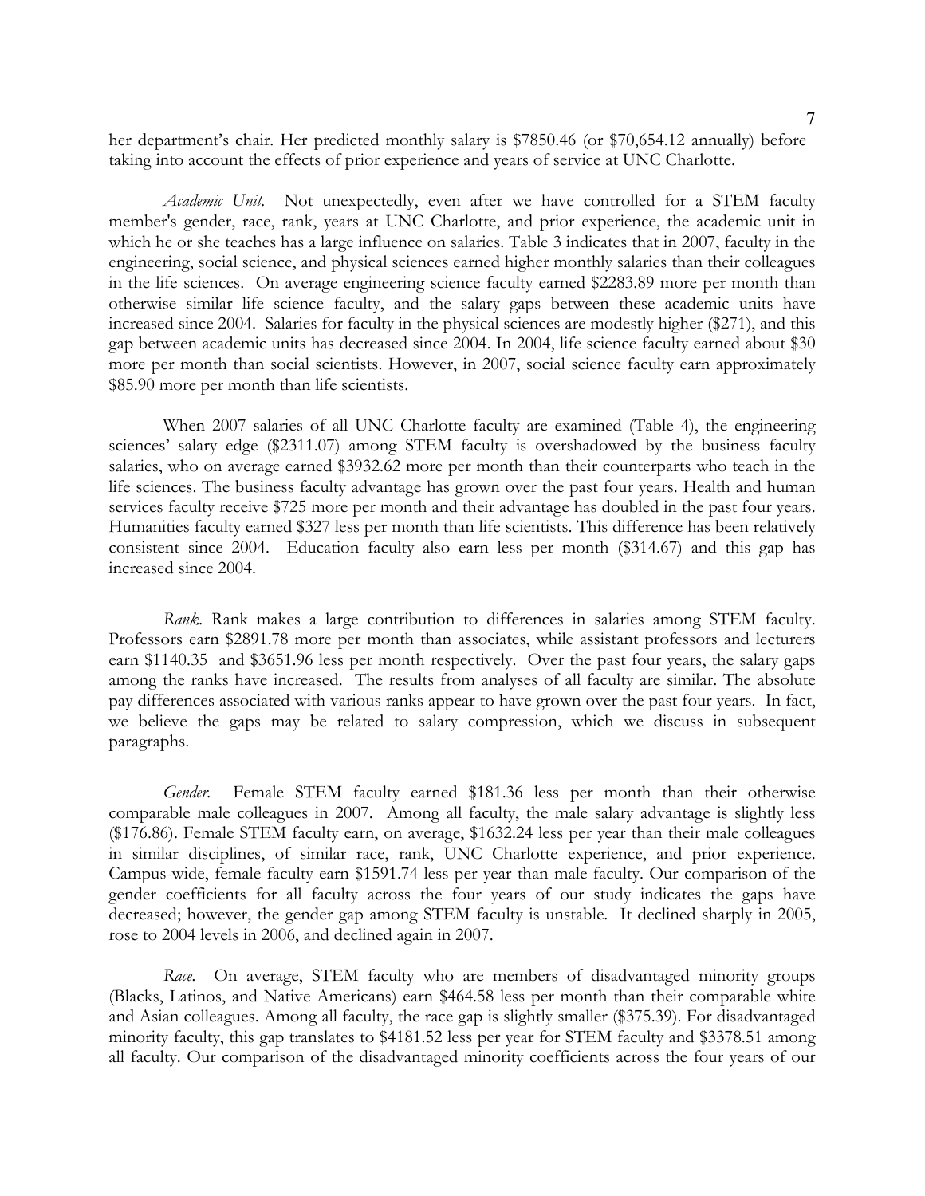her department's chair. Her predicted monthly salary is $7850.46 (or $70,654.12 annually) before taking into account the effects of prior experience and years of service at UNC Charlotte.

*Academic Unit.* Not unexpectedly, even after we have controlled for a STEM faculty member's gender, race, rank, years at UNC Charlotte, and prior experience, the academic unit in which he or she teaches has a large influence on salaries. Table 3 indicates that in 2007, faculty in the engineering, social science, and physical sciences earned higher monthly salaries than their colleagues in the life sciences. On average engineering science faculty earned $2283.89 more per month than otherwise similar life science faculty, and the salary gaps between these academic units have increased since 2004. Salaries for faculty in the physical sciences are modestly higher ($271), and this gap between academic units has decreased since 2004. In 2004, life science faculty earned about $30 more per month than social scientists. However, in 2007, social science faculty earn approximately $85.90 more per month than life scientists.

When 2007 salaries of all UNC Charlotte faculty are examined (Table 4), the engineering sciences' salary edge ($2311.07) among STEM faculty is overshadowed by the business faculty salaries, who on average earned $3932.62 more per month than their counterparts who teach in the life sciences. The business faculty advantage has grown over the past four years. Health and human services faculty receive $725 more per month and their advantage has doubled in the past four years. Humanities faculty earned $327 less per month than life scientists. This difference has been relatively consistent since 2004. Education faculty also earn less per month ($314.67) and this gap has increased since 2004.

*Rank.* Rank makes a large contribution to differences in salaries among STEM faculty. Professors earn $2891.78 more per month than associates, while assistant professors and lecturers earn $1140.35 and $3651.96 less per month respectively. Over the past four years, the salary gaps among the ranks have increased. The results from analyses of all faculty are similar. The absolute pay differences associated with various ranks appear to have grown over the past four years. In fact, we believe the gaps may be related to salary compression, which we discuss in subsequent paragraphs.

*Gender.* Female STEM faculty earned $181.36 less per month than their otherwise comparable male colleagues in 2007. Among all faculty, the male salary advantage is slightly less ($176.86). Female STEM faculty earn, on average, $1632.24 less per year than their male colleagues in similar disciplines, of similar race, rank, UNC Charlotte experience, and prior experience. Campus-wide, female faculty earn $1591.74 less per year than male faculty. Our comparison of the gender coefficients for all faculty across the four years of our study indicates the gaps have decreased; however, the gender gap among STEM faculty is unstable. It declined sharply in 2005, rose to 2004 levels in 2006, and declined again in 2007.

*Race.* On average, STEM faculty who are members of disadvantaged minority groups (Blacks, Latinos, and Native Americans) earn $464.58 less per month than their comparable white and Asian colleagues. Among all faculty, the race gap is slightly smaller ($375.39). For disadvantaged minority faculty, this gap translates to $4181.52 less per year for STEM faculty and $3378.51 among all faculty. Our comparison of the disadvantaged minority coefficients across the four years of our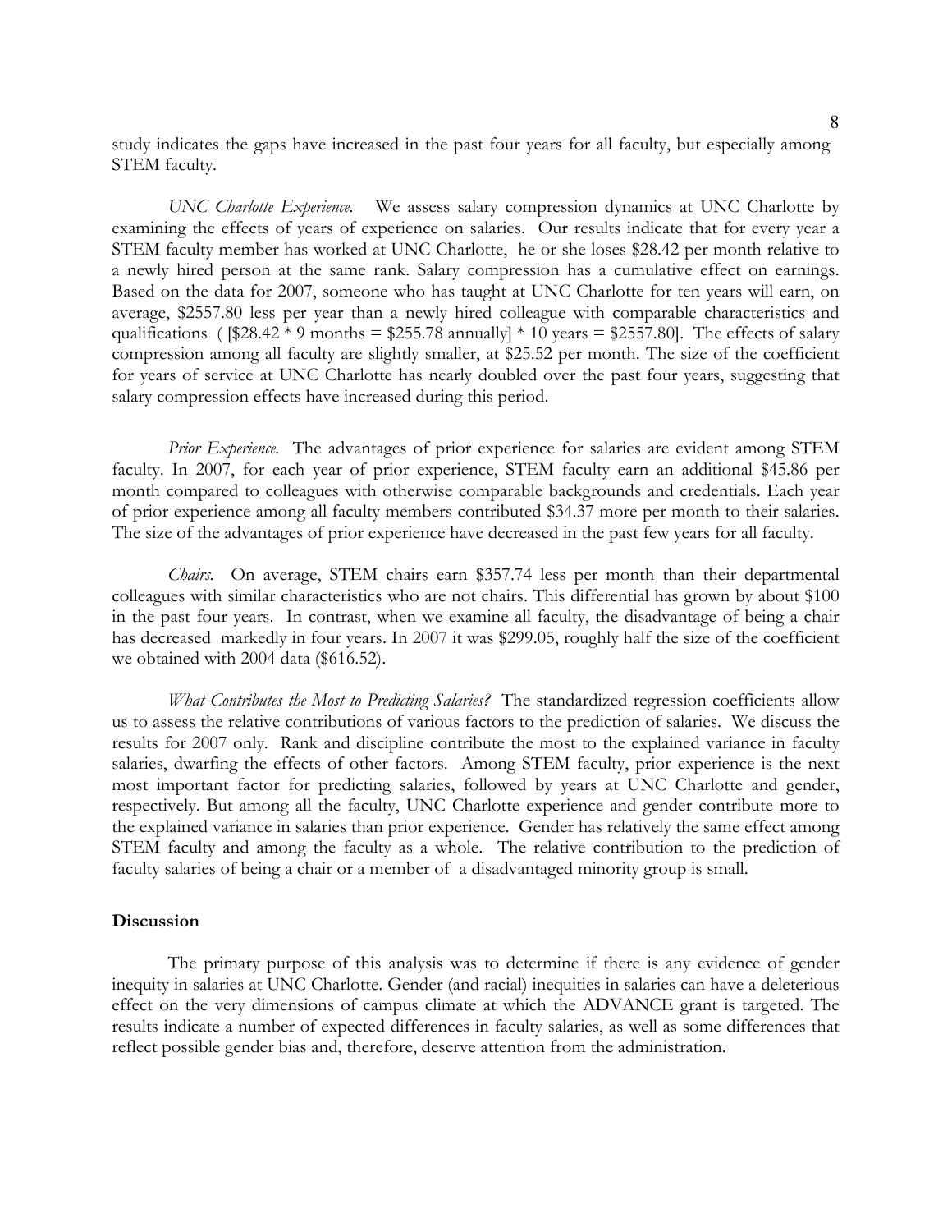study indicates the gaps have increased in the past four years for all faculty, but especially among STEM faculty.

*UNC Charlotte Experience.* We assess salary compression dynamics at UNC Charlotte by examining the effects of years of experience on salaries. Our results indicate that for every year a STEM faculty member has worked at UNC Charlotte, he or she loses $28.42 per month relative to a newly hired person at the same rank. Salary compression has a cumulative effect on earnings. Based on the data for 2007, someone who has taught at UNC Charlotte for ten years will earn, on average, $2557.80 less per year than a newly hired colleague with comparable characteristics and qualifications ( [$28.42 * 9 months = $255.78 annually] * 10 years = $2557.80]. The effects of salary compression among all faculty are slightly smaller, at $25.52 per month. The size of the coefficient for years of service at UNC Charlotte has nearly doubled over the past four years, suggesting that salary compression effects have increased during this period.

*Prior Experience.* The advantages of prior experience for salaries are evident among STEM faculty. In 2007, for each year of prior experience, STEM faculty earn an additional $45.86 per month compared to colleagues with otherwise comparable backgrounds and credentials. Each year of prior experience among all faculty members contributed $34.37 more per month to their salaries. The size of the advantages of prior experience have decreased in the past few years for all faculty.

*Chairs.* On average, STEM chairs earn $357.74 less per month than their departmental colleagues with similar characteristics who are not chairs. This differential has grown by about $100 in the past four years. In contrast, when we examine all faculty, the disadvantage of being a chair has decreased markedly in four years. In 2007 it was $299.05, roughly half the size of the coefficient we obtained with 2004 data ($616.52).

*What Contributes the Most to Predicting Salaries?* The standardized regression coefficients allow us to assess the relative contributions of various factors to the prediction of salaries. We discuss the results for 2007 only. Rank and discipline contribute the most to the explained variance in faculty salaries, dwarfing the effects of other factors. Among STEM faculty, prior experience is the next most important factor for predicting salaries, followed by years at UNC Charlotte and gender, respectively. But among all the faculty, UNC Charlotte experience and gender contribute more to the explained variance in salaries than prior experience. Gender has relatively the same effect among STEM faculty and among the faculty as a whole. The relative contribution to the prediction of faculty salaries of being a chair or a member of a disadvantaged minority group is small.

**Discussion**

The primary purpose of this analysis was to determine if there is any evidence of gender inequity in salaries at UNC Charlotte. Gender (and racial) inequities in salaries can have a deleterious effect on the very dimensions of campus climate at which the ADVANCE grant is targeted. The results indicate a number of expected differences in faculty salaries, as well as some differences that reflect possible gender bias and, therefore, deserve attention from the administration.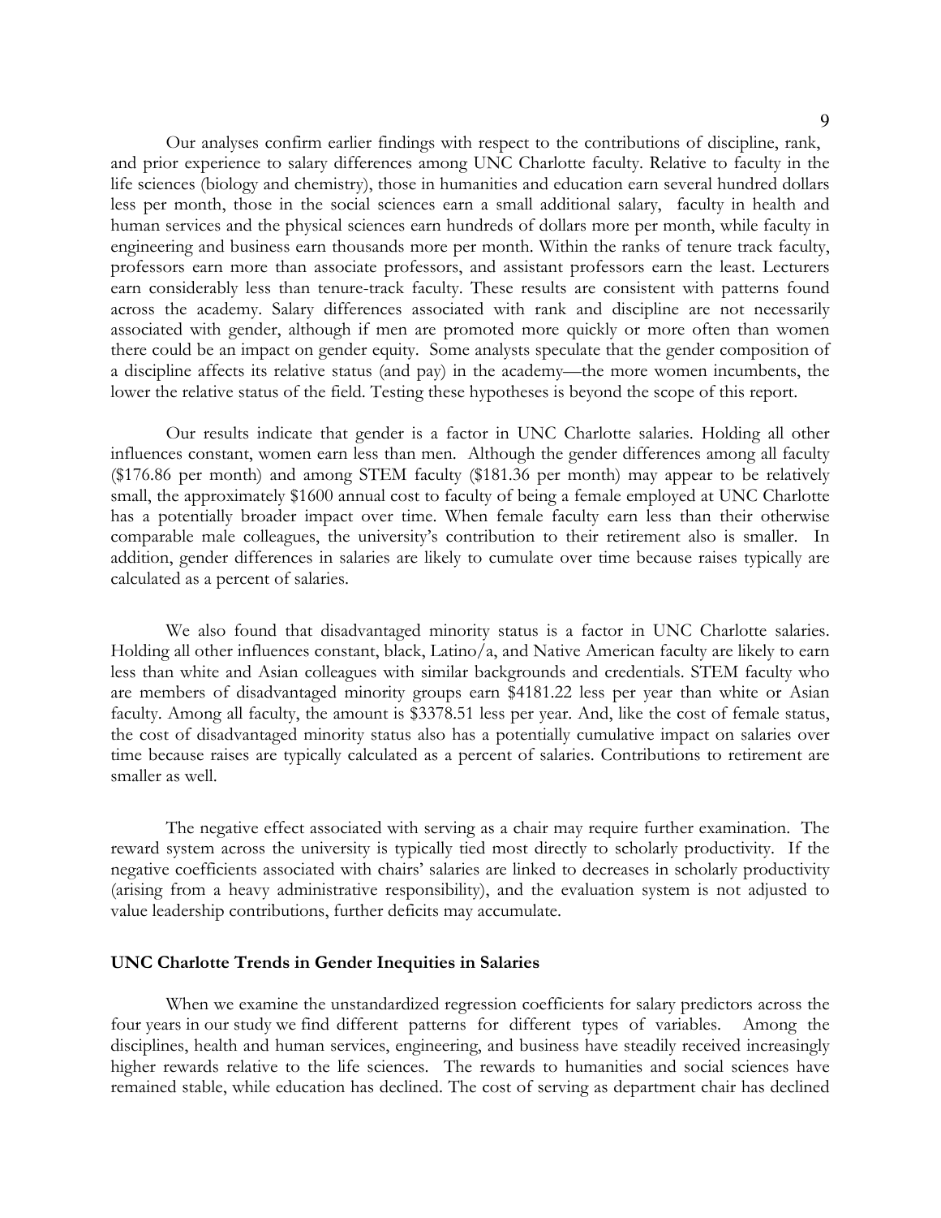Our analyses confirm earlier findings with respect to the contributions of discipline, rank, and prior experience to salary differences among UNC Charlotte faculty. Relative to faculty in the life sciences (biology and chemistry), those in humanities and education earn several hundred dollars less per month, those in the social sciences earn a small additional salary, faculty in health and human services and the physical sciences earn hundreds of dollars more per month, while faculty in engineering and business earn thousands more per month. Within the ranks of tenure track faculty, professors earn more than associate professors, and assistant professors earn the least. Lecturers earn considerably less than tenure-track faculty. These results are consistent with patterns found across the academy. Salary differences associated with rank and discipline are not necessarily associated with gender, although if men are promoted more quickly or more often than women there could be an impact on gender equity. Some analysts speculate that the gender composition of a discipline affects its relative status (and pay) in the academy—the more women incumbents, the lower the relative status of the field. Testing these hypotheses is beyond the scope of this report.

Our results indicate that gender is a factor in UNC Charlotte salaries. Holding all other influences constant, women earn less than men. Although the gender differences among all faculty (\$176.86 per month) and among STEM faculty (\$181.36 per month) may appear to be relatively small, the approximately \$1600 annual cost to faculty of being a female employed at UNC Charlotte has a potentially broader impact over time. When female faculty earn less than their otherwise comparable male colleagues, the university's contribution to their retirement also is smaller. In addition, gender differences in salaries are likely to cumulate over time because raises typically are calculated as a percent of salaries.

We also found that disadvantaged minority status is a factor in UNC Charlotte salaries. Holding all other influences constant, black, Latino/a, and Native American faculty are likely to earn less than white and Asian colleagues with similar backgrounds and credentials. STEM faculty who are members of disadvantaged minority groups earn \$4181.22 less per year than white or Asian faculty. Among all faculty, the amount is \$3378.51 less per year. And, like the cost of female status, the cost of disadvantaged minority status also has a potentially cumulative impact on salaries over time because raises are typically calculated as a percent of salaries. Contributions to retirement are smaller as well.

The negative effect associated with serving as a chair may require further examination. The reward system across the university is typically tied most directly to scholarly productivity. If the negative coefficients associated with chairs' salaries are linked to decreases in scholarly productivity (arising from a heavy administrative responsibility), and the evaluation system is not adjusted to value leadership contributions, further deficits may accumulate.

**UNC Charlotte Trends in Gender Inequities in Salaries**

When we examine the unstandardized regression coefficients for salary predictors across the four years in our study we find different patterns for different types of variables. Among the disciplines, health and human services, engineering, and business have steadily received increasingly higher rewards relative to the life sciences. The rewards to humanities and social sciences have remained stable, while education has declined. The cost of serving as department chair has declined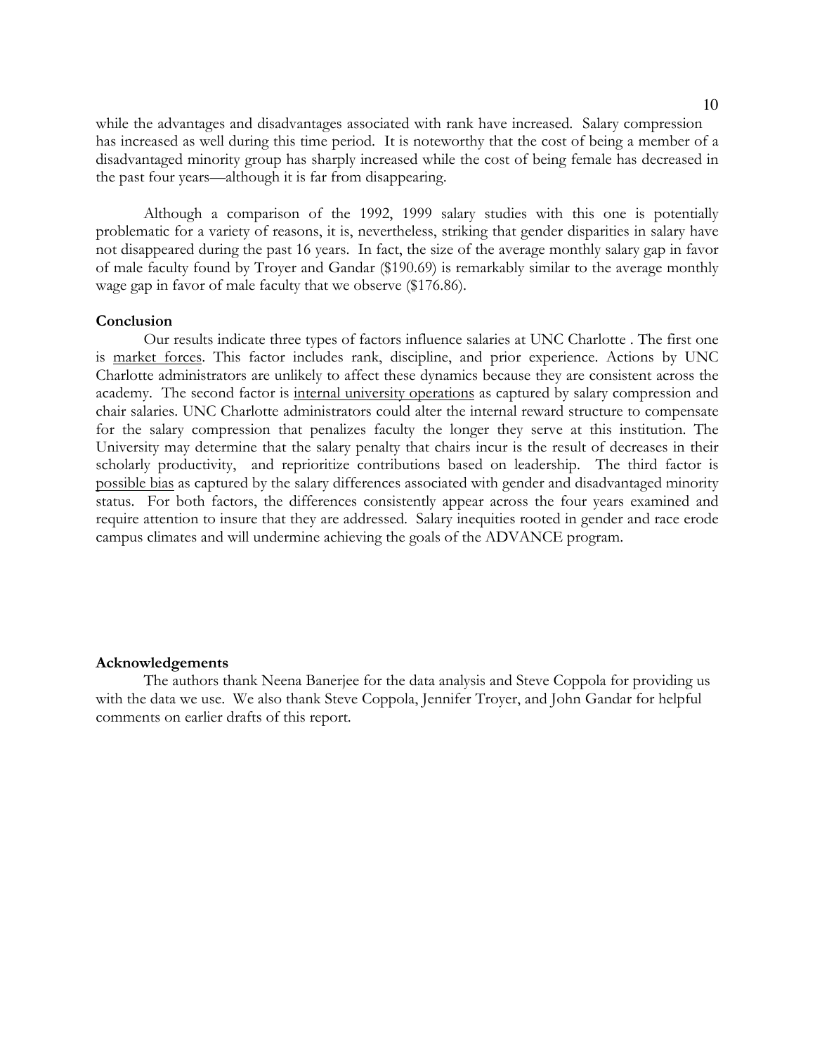while the advantages and disadvantages associated with rank have increased. Salary compression has increased as well during this time period. It is noteworthy that the cost of being a member of a disadvantaged minority group has sharply increased while the cost of being female has decreased in the past four years—although it is far from disappearing.

Although a comparison of the 1992, 1999 salary studies with this one is potentially problematic for a variety of reasons, it is, nevertheless, striking that gender disparities in salary have not disappeared during the past 16 years. In fact, the size of the average monthly salary gap in favor of male faculty found by Troyer and Gandar ($190.69) is remarkably similar to the average monthly wage gap in favor of male faculty that we observe ($176.86).

**Conclusion**

Our results indicate three types of factors influence salaries at UNC Charlotte . The first one is <u>market forces</u>. This factor includes rank, discipline, and prior experience. Actions by UNC Charlotte administrators are unlikely to affect these dynamics because they are consistent across the academy. The second factor is <u>internal university operations</u> as captured by salary compression and chair salaries. UNC Charlotte administrators could alter the internal reward structure to compensate for the salary compression that penalizes faculty the longer they serve at this institution. The University may determine that the salary penalty that chairs incur is the result of decreases in their scholarly productivity, and reprioritize contributions based on leadership. The third factor is <u>possible bias</u> as captured by the salary differences associated with gender and disadvantaged minority status. For both factors, the differences consistently appear across the four years examined and require attention to insure that they are addressed. Salary inequities rooted in gender and race erode campus climates and will undermine achieving the goals of the ADVANCE program.

**Acknowledgements**

The authors thank Neena Banerjee for the data analysis and Steve Coppola for providing us with the data we use. We also thank Steve Coppola, Jennifer Troyer, and John Gandar for helpful comments on earlier drafts of this report.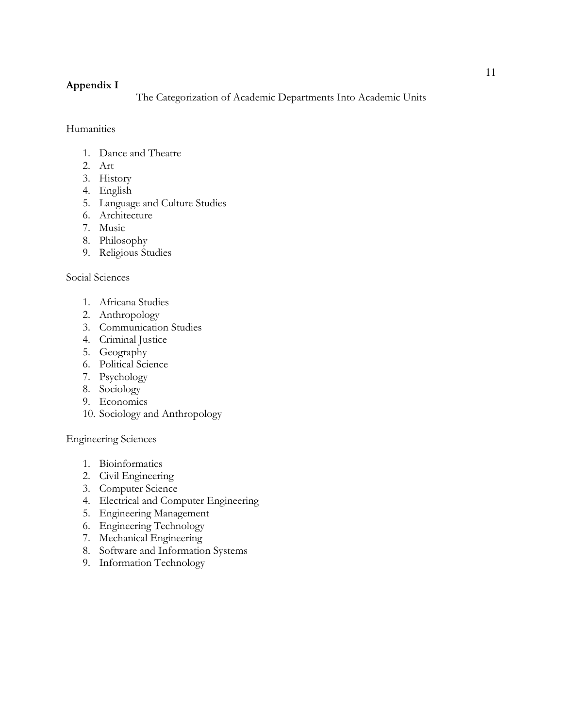## Appendix I

The Categorization of Academic Departments Into Academic Units

Humanities

1. Dance and Theatre
2. Art
3. History
4. English
5. Language and Culture Studies
6. Architecture
7. Music
8. Philosophy
9. Religious Studies

Social Sciences

1. Africana Studies
2. Anthropology
3. Communication Studies
4. Criminal Justice
5. Geography
6. Political Science
7. Psychology
8. Sociology
9. Economics
10. Sociology and Anthropology

Engineering Sciences

1. Bioinformatics
2. Civil Engineering
3. Computer Science
4. Electrical and Computer Engineering
5. Engineering Management
6. Engineering Technology
7. Mechanical Engineering
8. Software and Information Systems
9. Information Technology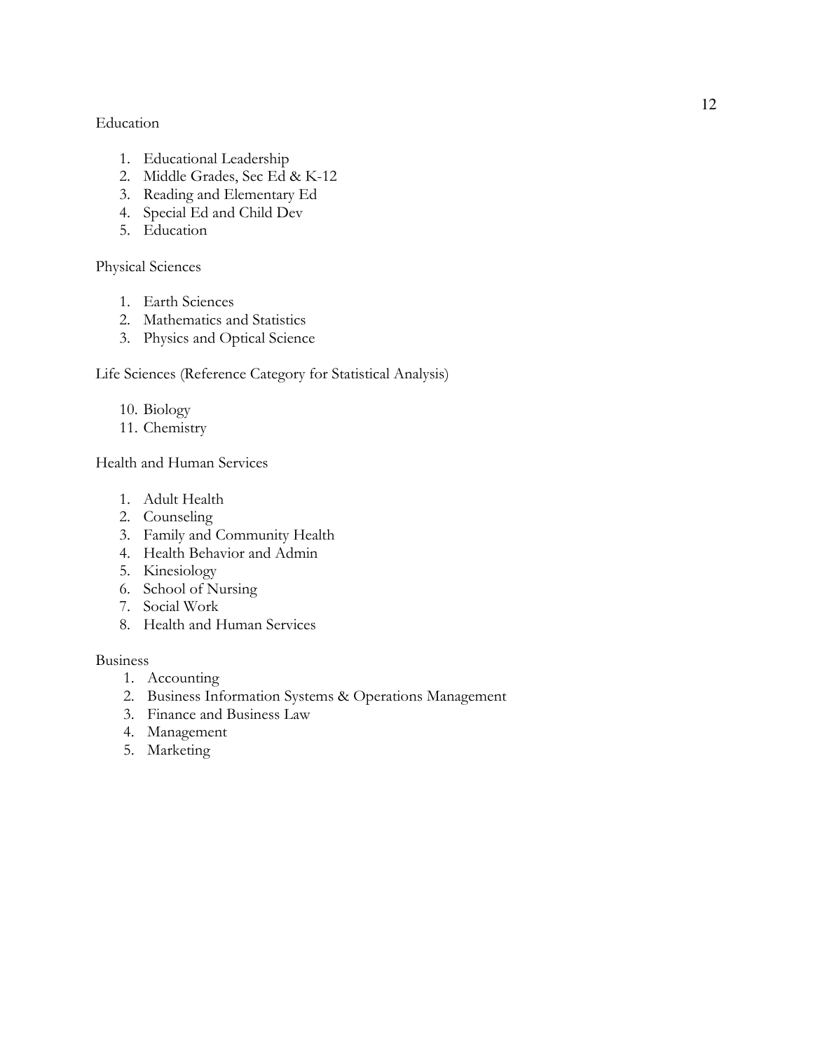Education

1. Educational Leadership
2. Middle Grades, Sec Ed & K-12
3. Reading and Elementary Ed
4. Special Ed and Child Dev
5. Education

Physical Sciences

1. Earth Sciences
2. Mathematics and Statistics
3. Physics and Optical Science

Life Sciences (Reference Category for Statistical Analysis)

10. Biology
11. Chemistry

Health and Human Services

1. Adult Health
2. Counseling
3. Family and Community Health
4. Health Behavior and Admin
5. Kinesiology
6. School of Nursing
7. Social Work
8. Health and Human Services

Business

1. Accounting
2. Business Information Systems & Operations Management
3. Finance and Business Law
4. Management
5. Marketing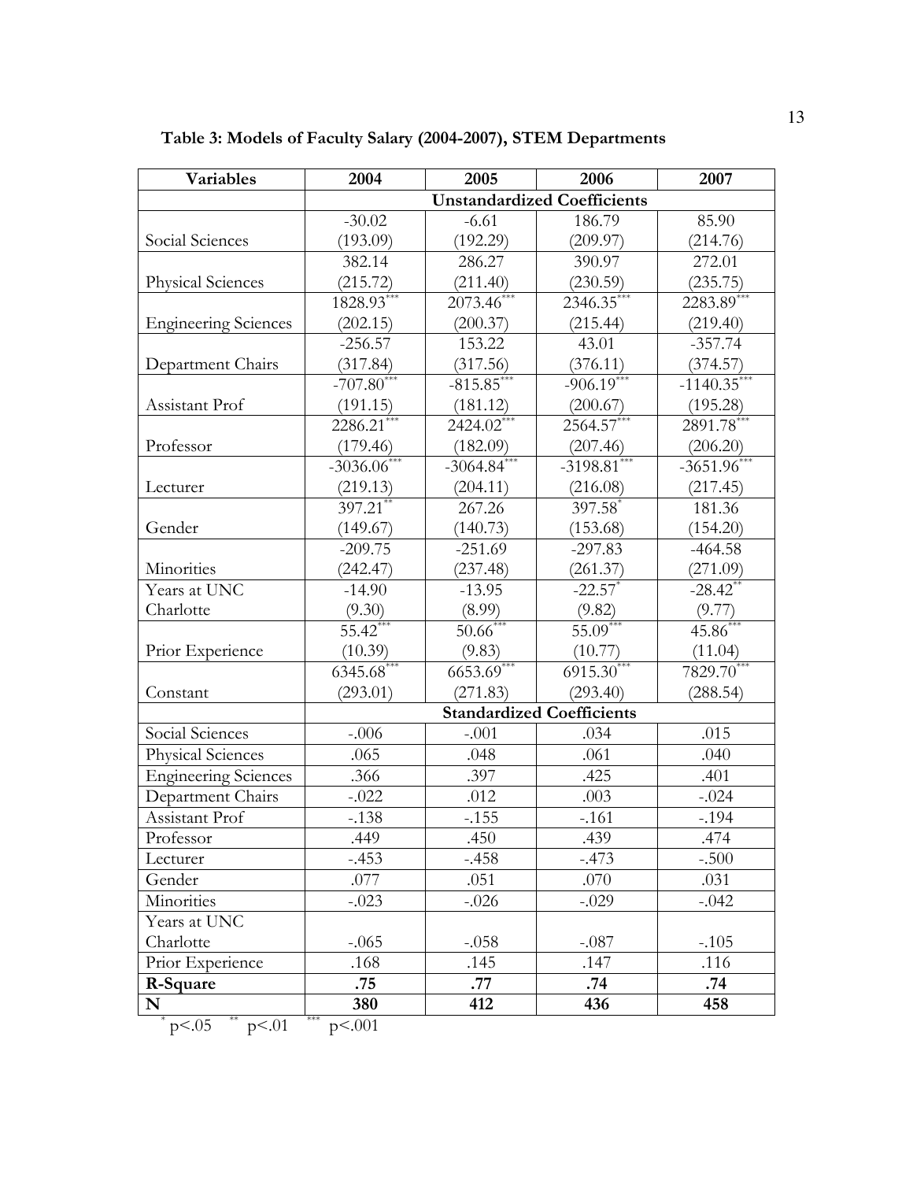**Table 3: Models of Faculty Salary (2004-2007), STEM Departments**

| Variables | 2004 | 2005 | 2006 | 2007 |
|---|---|---|---|---|
| | **Unstandardized Coefficients** | | | |
| Social Sciences | -30.02 (193.09) | -6.61 (192.29) | 186.79 (209.97) | 85.90 (214.76) |
| Physical Sciences | 382.14 (215.72) | 286.27 (211.40) | 390.97 (230.59) | 272.01 (235.75) |
| Engineering Sciences | 1828.93*** (202.15) | 2073.46*** (200.37) | 2346.35*** (215.44) | 2283.89*** (219.40) |
| Department Chairs | -256.57 (317.84) | 153.22 (317.56) | 43.01 (376.11) | -357.74 (374.57) |
| Assistant Prof | -707.80*** (191.15) | -815.85*** (181.12) | -906.19*** (200.67) | -1140.35*** (195.28) |
| Professor | 2286.21*** (179.46) | 2424.02*** (182.09) | 2564.57*** (207.46) | 2891.78*** (206.20) |
| Lecturer | -3036.06*** (219.13) | -3064.84*** (204.11) | -3198.81*** (216.08) | -3651.96*** (217.45) |
| Gender | 397.21** (149.67) | 267.26 (140.73) | 397.58* (153.68) | 181.36 (154.20) |
| Minorities | -209.75 (242.47) | -251.69 (237.48) | -297.83 (261.37) | -464.58 (271.09) |
| Years at UNC Charlotte | -14.90 (9.30) | -13.95 (8.99) | -22.57* (9.82) | -28.42** (9.77) |
| Prior Experience | 55.42*** (10.39) | 50.66*** (9.83) | 55.09*** (10.77) | 45.86*** (11.04) |
| Constant | 6345.68*** (293.01) | 6653.69*** (271.83) | 6915.30*** (293.40) | 7829.70*** (288.54) |
| | **Standardized Coefficients** | | | |
| Social Sciences | -.006 | -.001 | .034 | .015 |
| Physical Sciences | .065 | .048 | .061 | .040 |
| Engineering Sciences | .366 | .397 | .425 | .401 |
| Department Chairs | -.022 | .012 | .003 | -.024 |
| Assistant Prof | -.138 | -.155 | -.161 | -.194 |
| Professor | .449 | .450 | .439 | .474 |
| Lecturer | -.453 | -.458 | -.473 | -.500 |
| Gender | .077 | .051 | .070 | .031 |
| Minorities | -.023 | -.026 | -.029 | -.042 |
| Years at UNC Charlotte | -.065 | -.058 | -.087 | -.105 |
| Prior Experience | .168 | .145 | .147 | .116 |
| **R-Square** | **.75** | **.77** | **.74** | **.74** |
| **N** | **380** | **412** | **436** | **458** |

\* $p<.05$ \*\* $p<.01$ \*\*\* $p<.001$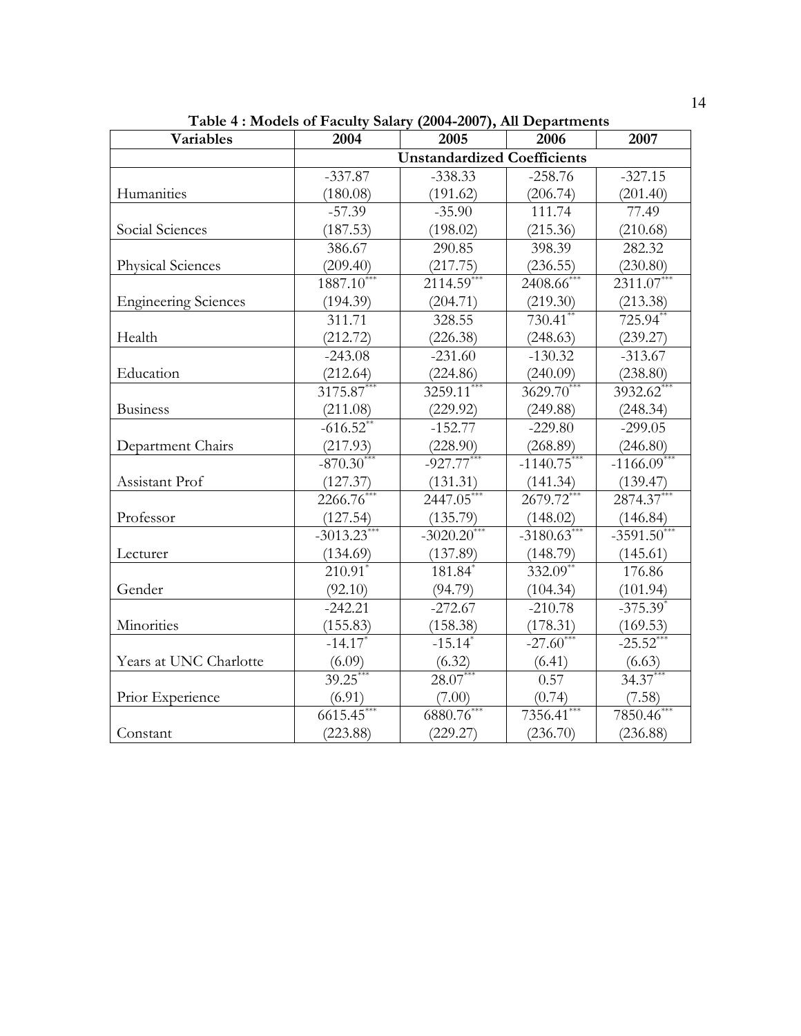**Table 4 : Models of Faculty Salary (2004-2007), All Departments**

| Variables | 2004 | 2005 | 2006 | 2007 |
|---|---|---|---|---|
| | Unstandardized Coefficients | | | |
| Humanities | -337.87<br>(180.08) | -338.33<br>(191.62) | -258.76<br>(206.74) | -327.15<br>(201.40) |
| Social Sciences | -57.39<br>(187.53) | -35.90<br>(198.02) | 111.74<br>(215.36) | 77.49<br>(210.68) |
| Physical Sciences | 386.67<br>(209.40) | 290.85<br>(217.75) | 398.39<br>(236.55) | 282.32<br>(230.80) |
| Engineering Sciences | 1887.10***<br>(194.39) | 2114.59***<br>(204.71) | 2408.66***<br>(219.30) | 2311.07***<br>(213.38) |
| Health | 311.71<br>(212.72) | 328.55<br>(226.38) | 730.41**<br>(248.63) | 725.94**<br>(239.27) |
| Education | -243.08<br>(212.64) | -231.60<br>(224.86) | -130.32<br>(240.09) | -313.67<br>(238.80) |
| Business | 3175.87***<br>(211.08) | 3259.11***<br>(229.92) | 3629.70***<br>(249.88) | 3932.62***<br>(248.34) |
| Department Chairs | -616.52**<br>(217.93) | -152.77<br>(228.90) | -229.80<br>(268.89) | -299.05<br>(246.80) |
| Assistant Prof | -870.30***<br>(127.37) | -927.77***<br>(131.31) | -1140.75***<br>(141.34) | -1166.09***<br>(139.47) |
| Professor | 2266.76***<br>(127.54) | 2447.05***<br>(135.79) | 2679.72***<br>(148.02) | 2874.37***<br>(146.84) |
| Lecturer | -3013.23***<br>(134.69) | -3020.20***<br>(137.89) | -3180.63***<br>(148.79) | -3591.50***<br>(145.61) |
| Gender | 210.91*<br>(92.10) | 181.84*<br>(94.79) | 332.09**<br>(104.34) | 176.86<br>(101.94) |
| Minorities | -242.21<br>(155.83) | -272.67<br>(158.38) | -210.78<br>(178.31) | -375.39*<br>(169.53) |
| Years at UNC Charlotte | -14.17*<br>(6.09) | -15.14*<br>(6.32) | -27.60***<br>(6.41) | -25.52***<br>(6.63) |
| Prior Experience | 39.25***<br>(6.91) | 28.07***<br>(7.00) | 0.57<br>(0.74) | 34.37***<br>(7.58) |
| Constant | 6615.45***<br>(223.88) | 6880.76***<br>(229.27) | 7356.41***<br>(236.70) | 7850.46***<br>(236.88) |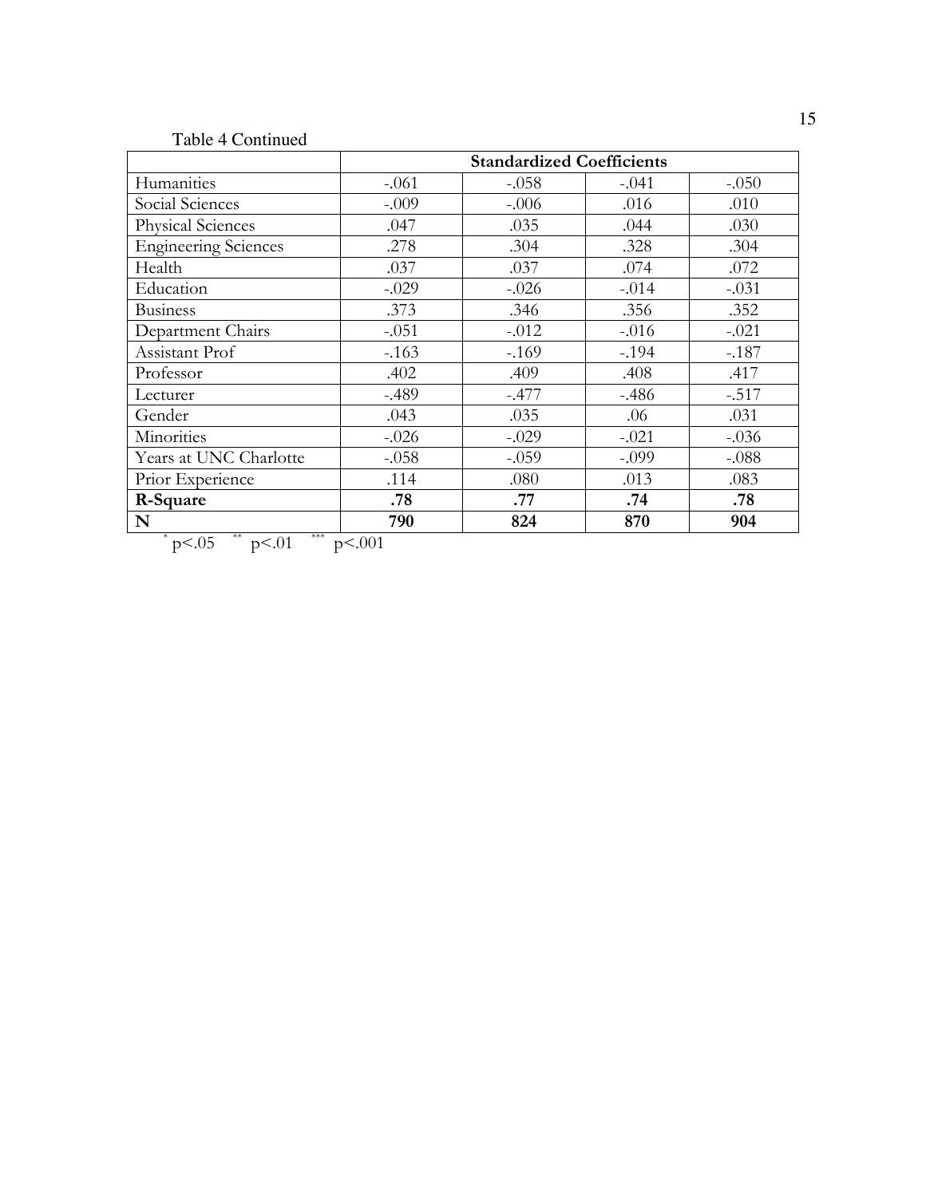Table 4 Continued

| | Standardized Coefficients | | | |
|---|---|---|---|---|
| Humanities | -.061 | -.058 | -.041 | -.050 |
| Social Sciences | -.009 | -.006 | .016 | .010 |
| Physical Sciences | .047 | .035 | .044 | .030 |
| Engineering Sciences | .278 | .304 | .328 | .304 |
| Health | .037 | .037 | .074 | .072 |
| Education | -.029 | -.026 | -.014 | -.031 |
| Business | .373 | .346 | .356 | .352 |
| Department Chairs | -.051 | -.012 | -.016 | -.021 |
| Assistant Prof | -.163 | -.169 | -.194 | -.187 |
| Professor | .402 | .409 | .408 | .417 |
| Lecturer | -.489 | -.477 | -.486 | -.517 |
| Gender | .043 | .035 | .06 | .031 |
| Minorities | -.026 | -.029 | -.021 | -.036 |
| Years at UNC Charlotte | -.058 | -.059 | -.099 | -.088 |
| Prior Experience | .114 | .080 | .013 | .083 |
| **R-Square** | **.78** | **.77** | **.74** | **.78** |
| **N** | **790** | **824** | **870** | **904** |

$^{*}p<.05$ $^{**}p<.01$ $^{***}p<.001$